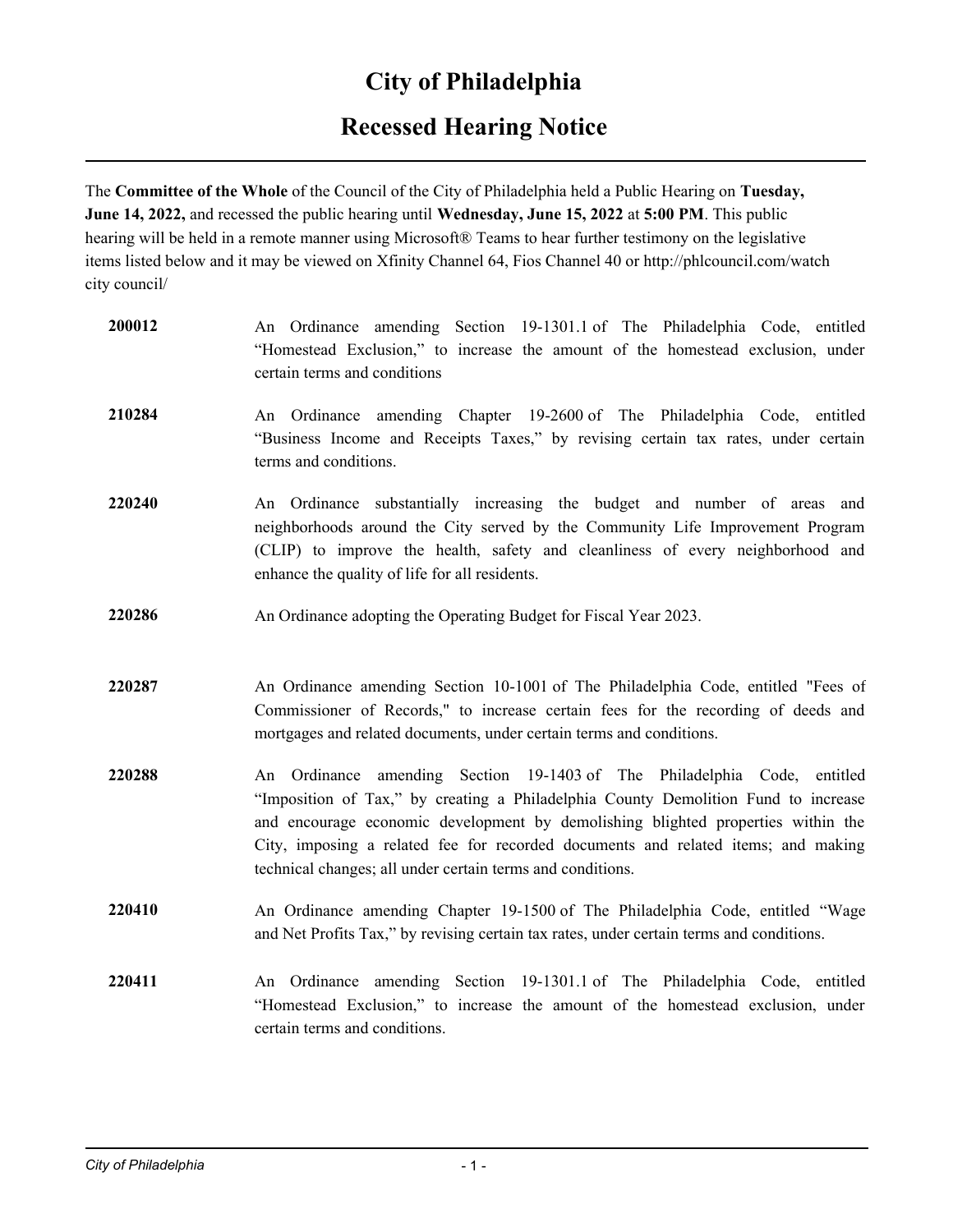# City of Philadelphia

## Recessed Hearing Notice

The **Committee of the Whole** of the Council of the City of Philadelphia held a Public Hearing on **Tuesday, June 14, 2022,** and recessed the public hearing until **Wednesday, June 15, 2022** at **5:00 PM**. This public hearing will be held in a remote manner using Microsoft® Teams to hear further testimony on the legislative items listed below and it may be viewed on Xfinity Channel 64, Fios Channel 40 or http://phlcouncil.com/watch city council/

**200012** An Ordinance amending Section 19-1301.1 of The Philadelphia Code, entitled "Homestead Exclusion," to increase the amount of the homestead exclusion, under certain terms and conditions

**210284** An Ordinance amending Chapter 19-2600 of The Philadelphia Code, entitled "Business Income and Receipts Taxes," by revising certain tax rates, under certain terms and conditions.

**220240** An Ordinance substantially increasing the budget and number of areas and neighborhoods around the City served by the Community Life Improvement Program (CLIP) to improve the health, safety and cleanliness of every neighborhood and enhance the quality of life for all residents.

**220286** An Ordinance adopting the Operating Budget for Fiscal Year 2023.

**220287** An Ordinance amending Section 10-1001 of The Philadelphia Code, entitled "Fees of Commissioner of Records," to increase certain fees for the recording of deeds and mortgages and related documents, under certain terms and conditions.

**220288** An Ordinance amending Section 19-1403 of The Philadelphia Code, entitled "Imposition of Tax," by creating a Philadelphia County Demolition Fund to increase and encourage economic development by demolishing blighted properties within the City, imposing a related fee for recorded documents and related items; and making technical changes; all under certain terms and conditions.

**220410** An Ordinance amending Chapter 19-1500 of The Philadelphia Code, entitled "Wage and Net Profits Tax," by revising certain tax rates, under certain terms and conditions.

**220411** An Ordinance amending Section 19-1301.1 of The Philadelphia Code, entitled "Homestead Exclusion," to increase the amount of the homestead exclusion, under certain terms and conditions.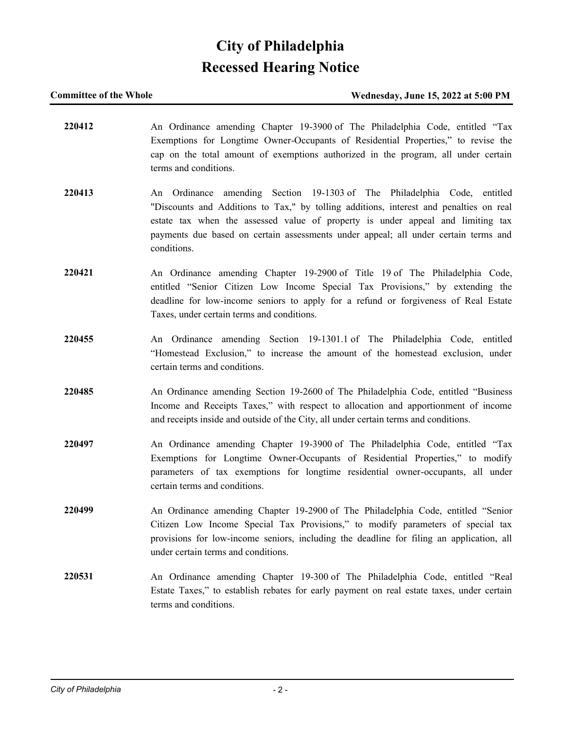# City of Philadelphia

# Recessed Hearing Notice

**Committee of the Whole** **Wednesday, June 15, 2022 at 5:00 PM**

**220412** An Ordinance amending Chapter 19-3900 of The Philadelphia Code, entitled "Tax Exemptions for Longtime Owner-Occupants of Residential Properties," to revise the cap on the total amount of exemptions authorized in the program, all under certain terms and conditions.

**220413** An Ordinance amending Section 19-1303 of The Philadelphia Code, entitled "Discounts and Additions to Tax," by tolling additions, interest and penalties on real estate tax when the assessed value of property is under appeal and limiting tax payments due based on certain assessments under appeal; all under certain terms and conditions.

**220421** An Ordinance amending Chapter 19-2900 of Title 19 of The Philadelphia Code, entitled "Senior Citizen Low Income Special Tax Provisions," by extending the deadline for low-income seniors to apply for a refund or forgiveness of Real Estate Taxes, under certain terms and conditions.

**220455** An Ordinance amending Section 19-1301.1 of The Philadelphia Code, entitled "Homestead Exclusion," to increase the amount of the homestead exclusion, under certain terms and conditions.

**220485** An Ordinance amending Section 19-2600 of The Philadelphia Code, entitled "Business Income and Receipts Taxes," with respect to allocation and apportionment of income and receipts inside and outside of the City, all under certain terms and conditions.

**220497** An Ordinance amending Chapter 19-3900 of The Philadelphia Code, entitled "Tax Exemptions for Longtime Owner-Occupants of Residential Properties," to modify parameters of tax exemptions for longtime residential owner-occupants, all under certain terms and conditions.

**220499** An Ordinance amending Chapter 19-2900 of The Philadelphia Code, entitled "Senior Citizen Low Income Special Tax Provisions," to modify parameters of special tax provisions for low-income seniors, including the deadline for filing an application, all under certain terms and conditions.

**220531** An Ordinance amending Chapter 19-300 of The Philadelphia Code, entitled "Real Estate Taxes," to establish rebates for early payment on real estate taxes, under certain terms and conditions.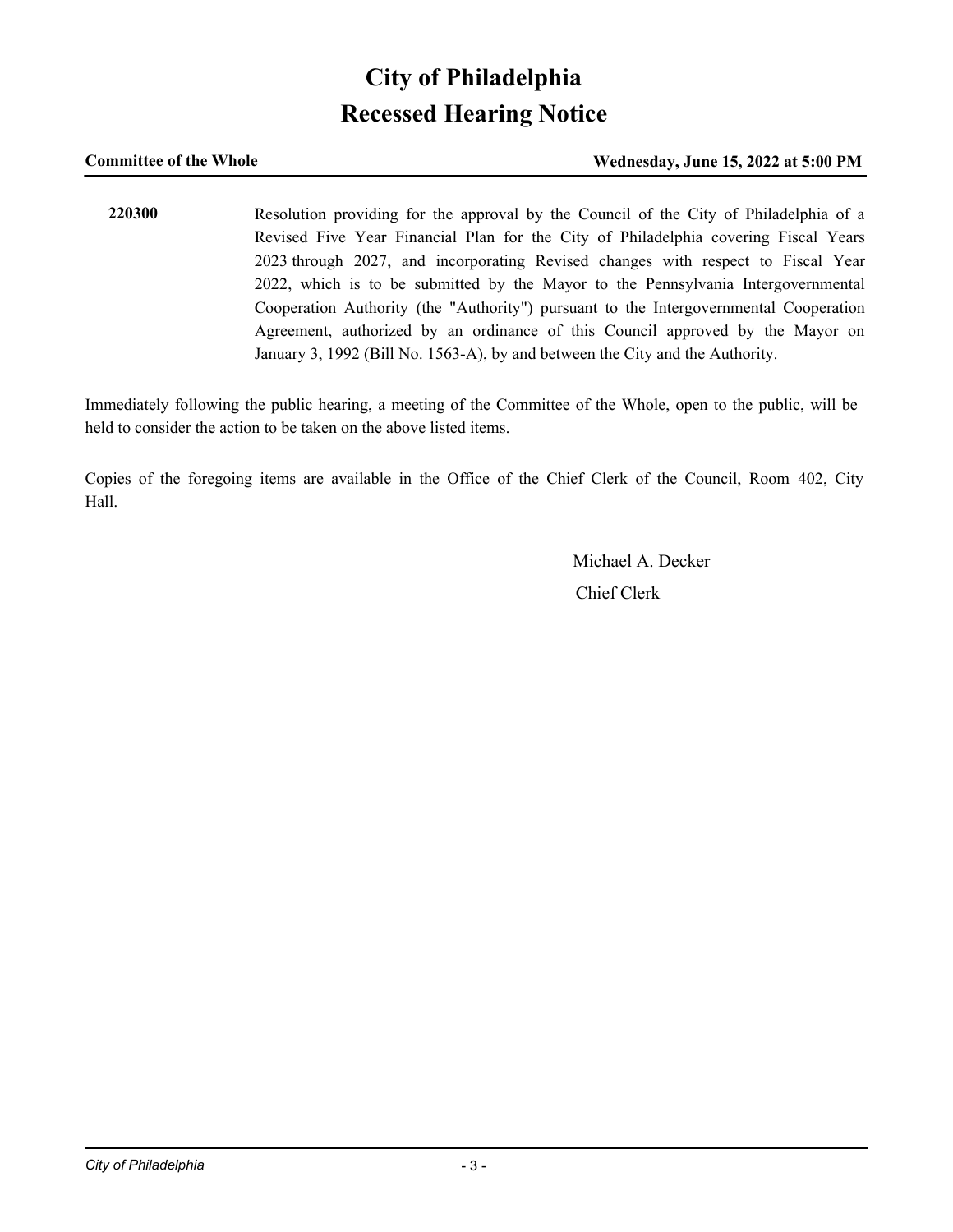# City of Philadelphia
# Recessed Hearing Notice

**Committee of the Whole** **Wednesday, June 15, 2022 at 5:00 PM**

**220300** Resolution providing for the approval by the Council of the City of Philadelphia of a Revised Five Year Financial Plan for the City of Philadelphia covering Fiscal Years 2023 through 2027, and incorporating Revised changes with respect to Fiscal Year 2022, which is to be submitted by the Mayor to the Pennsylvania Intergovernmental Cooperation Authority (the "Authority") pursuant to the Intergovernmental Cooperation Agreement, authorized by an ordinance of this Council approved by the Mayor on January 3, 1992 (Bill No. 1563-A), by and between the City and the Authority.

Immediately following the public hearing, a meeting of the Committee of the Whole, open to the public, will be held to consider the action to be taken on the above listed items.

Copies of the foregoing items are available in the Office of the Chief Clerk of the Council, Room 402, City Hall.

Michael A. Decker
Chief Clerk